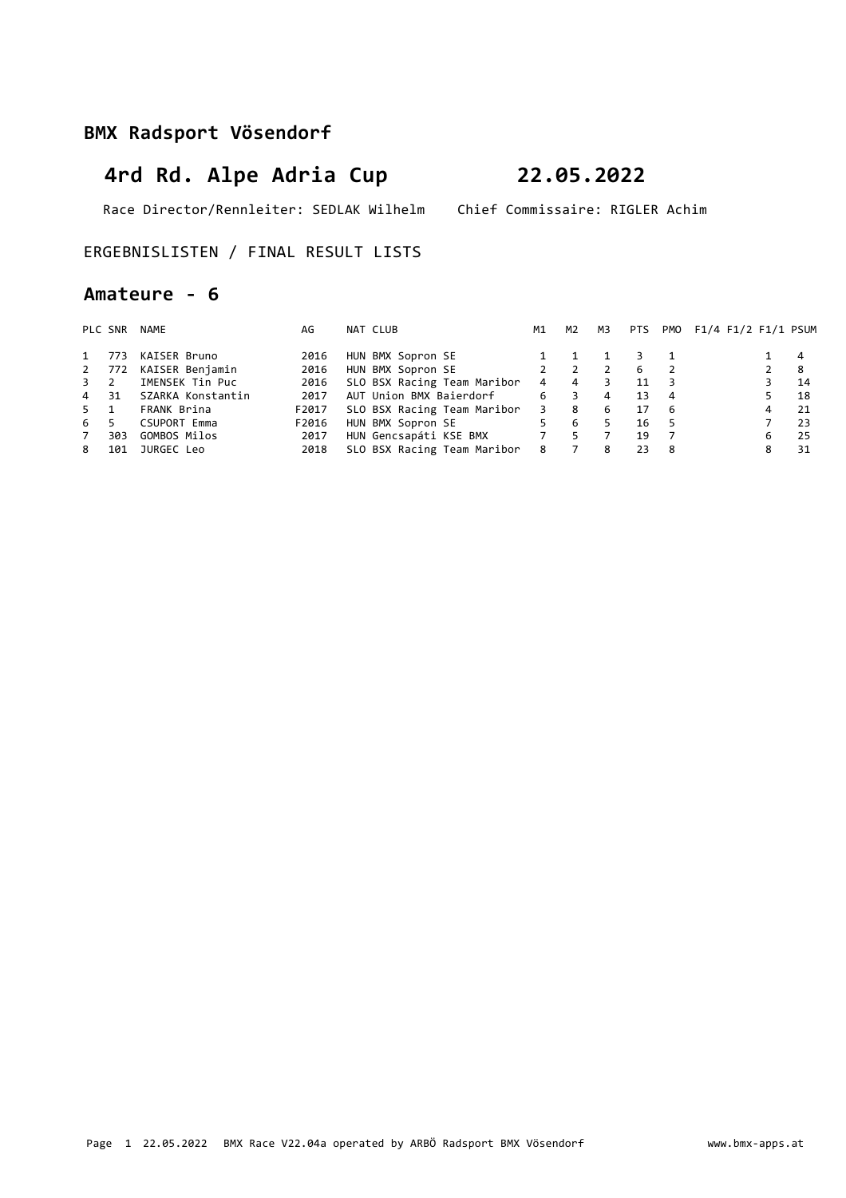## BMX Radsport Vösendorf

# 4rd Rd. Alpe Adria Cup 22.05.2022

Race Director/Rennleiter: SEDLAK Wilhelm Chief Commissaire: RIGLER Achim

ERGEBNISLISTEN / FINAL RESULT LISTS

## Amateure - 6

| PLC | SNR | NAME | AG | NAT | CLUB | M1 | M2 | M3 | PTS | PMO | F1/4 | F1/2 | F1/1 | PSUM |
|---|---|---|---|---|---|---|---|---|---|---|---|---|---|---|
| 1 | 773 | KAISER Bruno | 2016 | HUN | BMX Sopron SE | 1 | 1 | 1 | 3 | 1 | | | 1 | 4 |
| 2 | 772 | KAISER Benjamin | 2016 | HUN | BMX Sopron SE | 2 | 2 | 2 | 6 | 2 | | | 2 | 8 |
| 3 | 2 | IMENSEK Tin Puc | 2016 | SLO | BSX Racing Team Maribor | 4 | 4 | 3 | 11 | 3 | | | 3 | 14 |
| 4 | 31 | SZARKA Konstantin | 2017 | AUT | Union BMX Baierdorf | 6 | 3 | 4 | 13 | 4 | | | 5 | 18 |
| 5 | 1 | FRANK Brina | F2017 | SLO | BSX Racing Team Maribor | 3 | 8 | 6 | 17 | 6 | | | 4 | 21 |
| 6 | 5 | CSUPORT Emma | F2016 | HUN | BMX Sopron SE | 5 | 6 | 5 | 16 | 5 | | | 7 | 23 |
| 7 | 303 | GOMBOS Milos | 2017 | HUN | Gencsapáti KSE BMX | 7 | 5 | 7 | 19 | 7 | | | 6 | 25 |
| 8 | 101 | JURGEC Leo | 2018 | SLO | BSX Racing Team Maribor | 8 | 7 | 8 | 23 | 8 | | | 8 | 31 |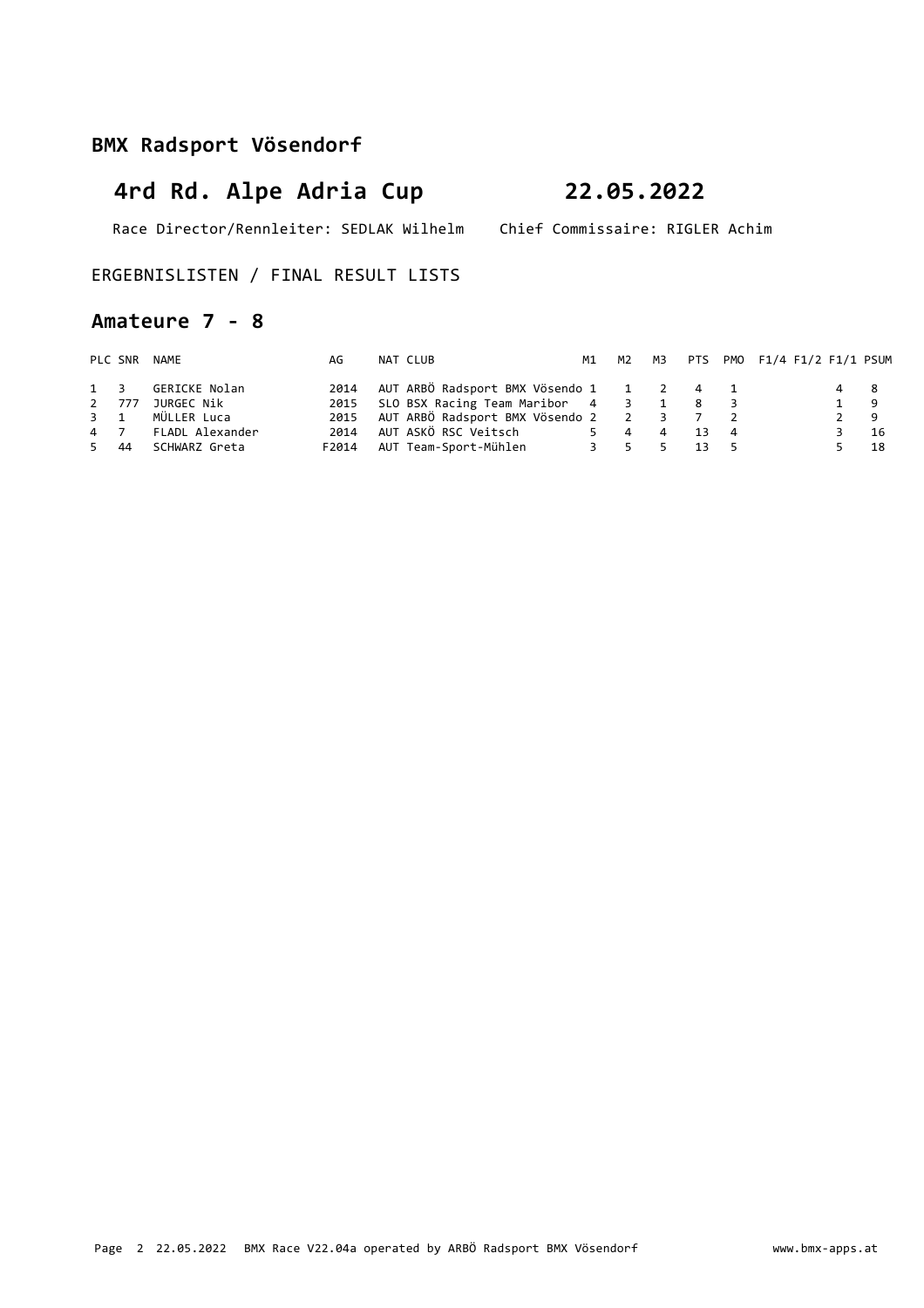## BMX Radsport Vösendorf

# 4rd Rd. Alpe Adria Cup 22.05.2022

Race Director/Rennleiter: SEDLAK Wilhelm Chief Commissaire: RIGLER Achim

ERGEBNISLISTEN / FINAL RESULT LISTS

### Amateure 7 - 8

| PLC | SNR | NAME | AG | NAT | CLUB | M1 | M2 | M3 | PTS | PMO | F1/4 | F1/2 | F1/1 | PSUM |
|---|---|---|---|---|---|---|---|---|---|---|---|---|---|---|
| 1 | 3 | GERICKE Nolan | 2014 | AUT | ARBÖ Radsport BMX Vösendo | 1 | 1 | 2 | 4 | 1 | | | 4 | 8 |
| 2 | 777 | JURGEC Nik | 2015 | SLO | BSX Racing Team Maribor | 4 | 3 | 1 | 8 | 3 | | | 1 | 9 |
| 3 | 1 | MÜLLER Luca | 2015 | AUT | ARBÖ Radsport BMX Vösendo | 2 | 2 | 3 | 7 | 2 | | | 2 | 9 |
| 4 | 7 | FLADL Alexander | 2014 | AUT | ASKÖ RSC Veitsch | 5 | 4 | 4 | 13 | 4 | | | 3 | 16 |
| 5 | 44 | SCHWARZ Greta | F2014 | AUT | Team-Sport-Mühlen | 3 | 5 | 5 | 13 | 5 | | | 5 | 18 |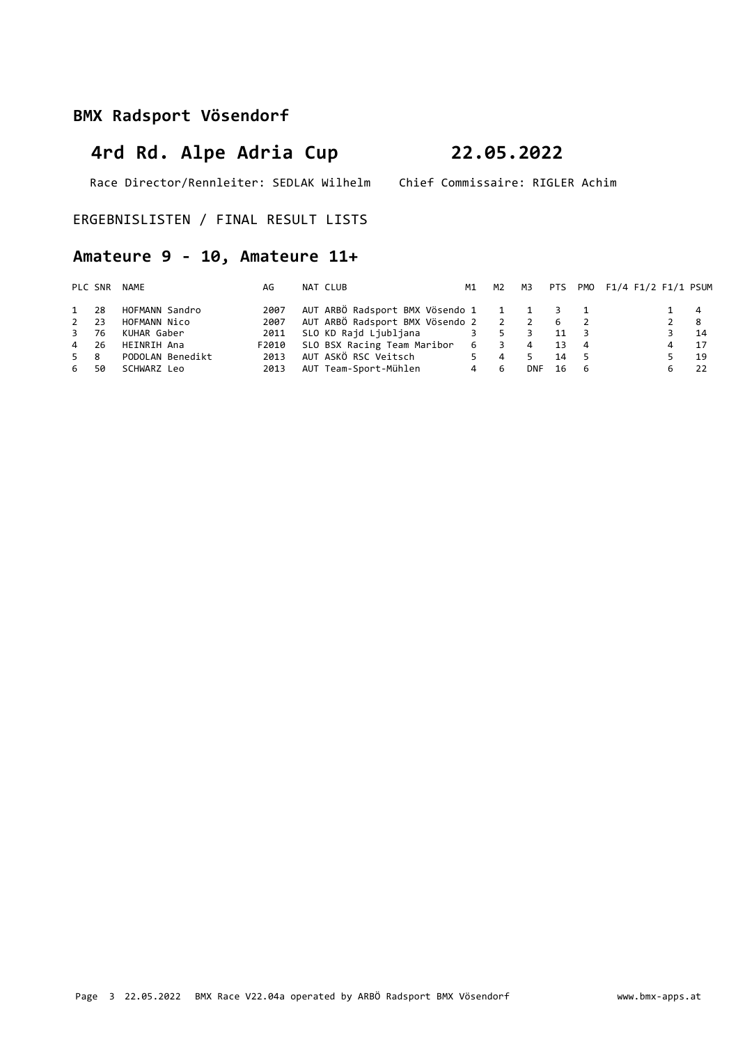## BMX Radsport Vösendorf

# 4rd Rd. Alpe Adria Cup 22.05.2022

Race Director/Rennleiter: SEDLAK Wilhelm Chief Commissaire: RIGLER Achim

ERGEBNISLISTEN / FINAL RESULT LISTS

## Amateure 9 - 10, Amateure 11+

| PLC | SNR | NAME | AG | NAT | CLUB | M1 | M2 | M3 | PTS | PMO | F1/4 | F1/2 | F1/1 | PSUM |
|---|---|---|---|---|---|---|---|---|---|---|---|---|---|---|
| 1 | 28 | HOFMANN Sandro | 2007 | AUT | ARBÖ Radsport BMX Vösendo | 1 | 1 | 1 | 3 | 1 | | | 1 | 4 |
| 2 | 23 | HOFMANN Nico | 2007 | AUT | ARBÖ Radsport BMX Vösendo | 2 | 2 | 2 | 6 | 2 | | | 2 | 8 |
| 3 | 76 | KUHAR Gaber | 2011 | SLO | KD Rajd Ljubljana | 3 | 5 | 3 | 11 | 3 | | | 3 | 14 |
| 4 | 26 | HEINRIH Ana | F2010 | SLO | BSX Racing Team Maribor | 6 | 3 | 4 | 13 | 4 | | | 4 | 17 |
| 5 | 8 | PODOLAN Benedikt | 2013 | AUT | ASKÖ RSC Veitsch | 5 | 4 | 5 | 14 | 5 | | | 5 | 19 |
| 6 | 50 | SCHWARZ Leo | 2013 | AUT | Team-Sport-Mühlen | 4 | 6 | DNF | 16 | 6 | | | 6 | 22 |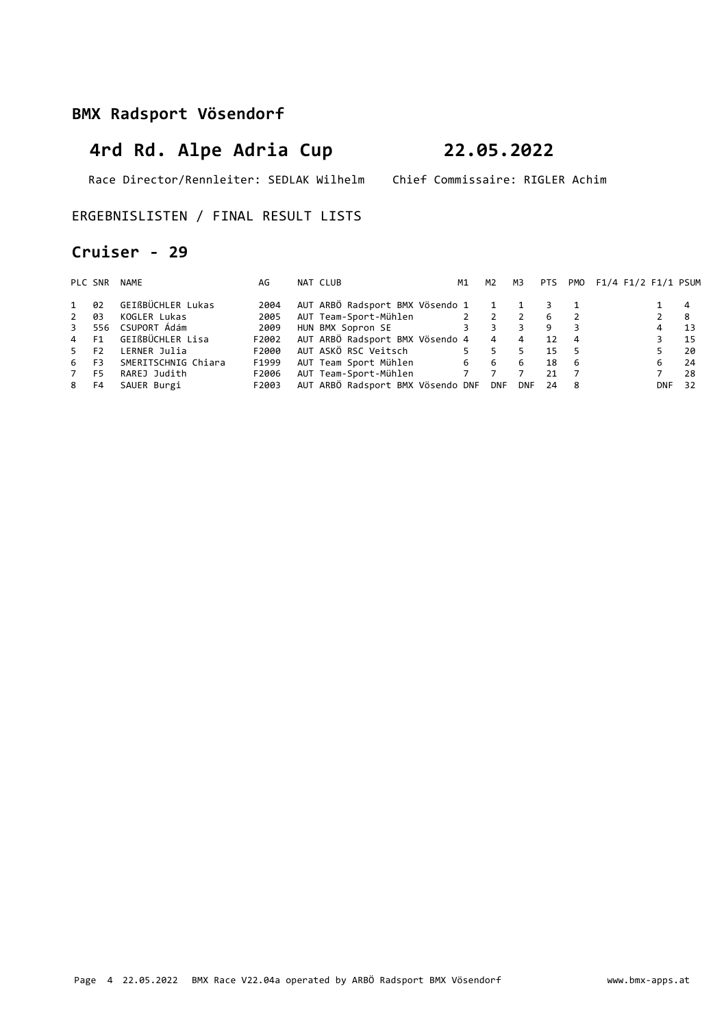## BMX Radsport Vösendorf

# 4rd Rd. Alpe Adria Cup 22.05.2022

Race Director/Rennleiter: SEDLAK Wilhelm Chief Commissaire: RIGLER Achim

ERGEBNISLISTEN / FINAL RESULT LISTS

## Cruiser - 29

| PLC | SNR | NAME | AG | NAT | CLUB | M1 | M2 | M3 | PTS | PMO | F1/4 | F1/2 | F1/1 | PSUM |
|---|---|---|---|---|---|---|---|---|---|---|---|---|---|---|
| 1 | 02 | GEIßBÜCHLER Lukas | 2004 | AUT | ARBÖ Radsport BMX Vösendo | 1 | 1 | 1 | 3 | 1 | | | 1 | 4 |
| 2 | 03 | KOGLER Lukas | 2005 | AUT | Team-Sport-Mühlen | 2 | 2 | 2 | 6 | 2 | | | 2 | 8 |
| 3 | 556 | CSUPORT Ádám | 2009 | HUN | BMX Sopron SE | 3 | 3 | 3 | 9 | 3 | | | 4 | 13 |
| 4 | F1 | GEIßBÜCHLER Lisa | F2002 | AUT | ARBÖ Radsport BMX Vösendo | 4 | 4 | 4 | 12 | 4 | | | 3 | 15 |
| 5 | F2 | LERNER Julia | F2000 | AUT | ASKÖ RSC Veitsch | 5 | 5 | 5 | 15 | 5 | | | 5 | 20 |
| 6 | F3 | SMERITSCHNIG Chiara | F1999 | AUT | Team Sport Mühlen | 6 | 6 | 6 | 18 | 6 | | | 6 | 24 |
| 7 | F5 | RAREJ Judith | F2006 | AUT | Team-Sport-Mühlen | 7 | 7 | 7 | 21 | 7 | | | 7 | 28 |
| 8 | F4 | SAUER Burgi | F2003 | AUT | ARBÖ Radsport BMX Vösendo | DNF | DNF | DNF | 24 | 8 | | | DNF | 32 |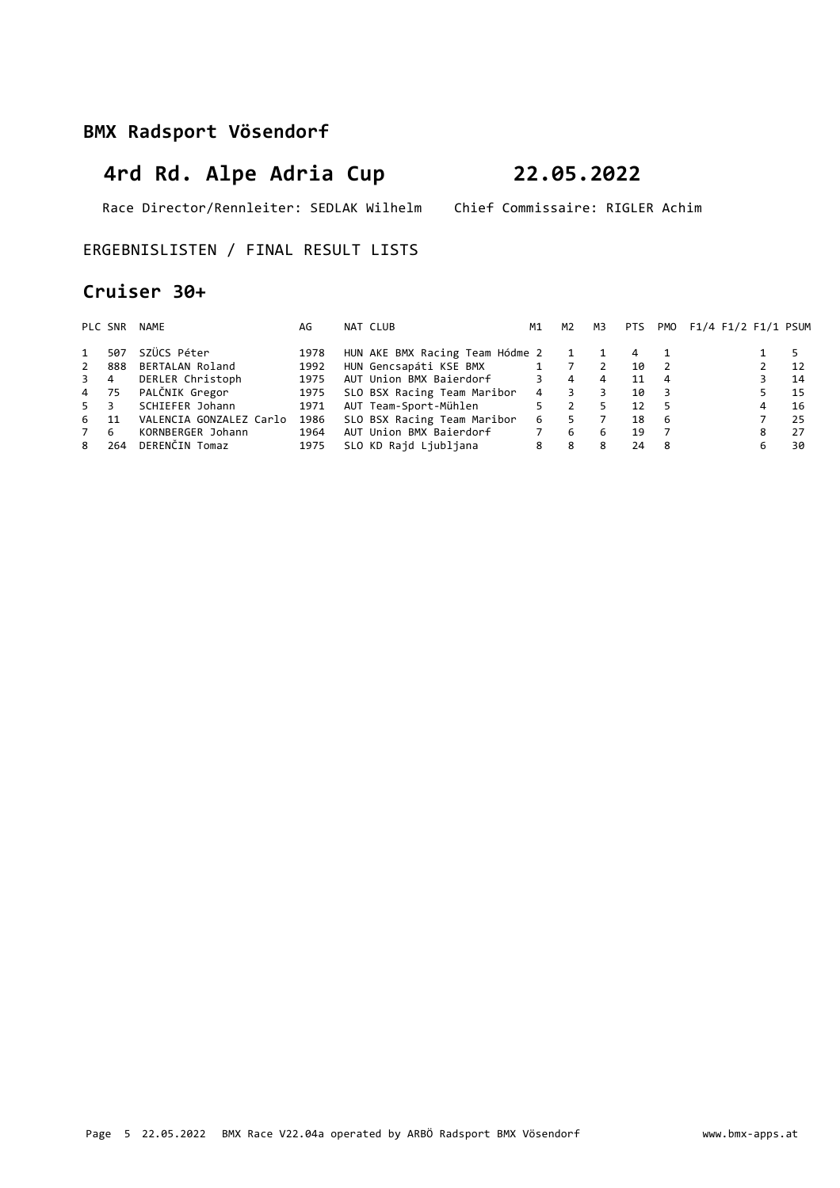## BMX Radsport Vösendorf

# 4rd Rd. Alpe Adria Cup 22.05.2022

Race Director/Rennleiter: SEDLAK Wilhelm Chief Commissaire: RIGLER Achim

ERGEBNISLISTEN / FINAL RESULT LISTS

## Cruiser 30+

| PLC | SNR | NAME | AG | NAT | CLUB | M1 | M2 | M3 | PTS | PMO | F1/4 | F1/2 | F1/1 | PSUM |
|---|---|---|---|---|---|---|---|---|---|---|---|---|---|---|
| 1 | 507 | SZÜCS Péter | 1978 | HUN | AKE BMX Racing Team Hódme | 2 | 1 | 1 | 4 | 1 | | | 1 | 5 |
| 2 | 888 | BERTALAN Roland | 1992 | HUN | Gencsapáti KSE BMX | 1 | 7 | 2 | 10 | 2 | | | 2 | 12 |
| 3 | 4 | DERLER Christoph | 1975 | AUT | Union BMX Baierdorf | 3 | 4 | 4 | 11 | 4 | | | 3 | 14 |
| 4 | 75 | PALČNIK Gregor | 1975 | SLO | BSX Racing Team Maribor | 4 | 3 | 3 | 10 | 3 | | | 5 | 15 |
| 5 | 3 | SCHIEFER Johann | 1971 | AUT | Team-Sport-Mühlen | 5 | 2 | 5 | 12 | 5 | | | 4 | 16 |
| 6 | 11 | VALENCIA GONZALEZ Carlo | 1986 | SLO | BSX Racing Team Maribor | 6 | 5 | 7 | 18 | 6 | | | 7 | 25 |
| 7 | 6 | KORNBERGER Johann | 1964 | AUT | Union BMX Baierdorf | 7 | 6 | 6 | 19 | 7 | | | 8 | 27 |
| 8 | 264 | DERENČIN Tomaz | 1975 | SLO | KD Rajd Ljubljana | 8 | 8 | 8 | 24 | 8 | | | 6 | 30 |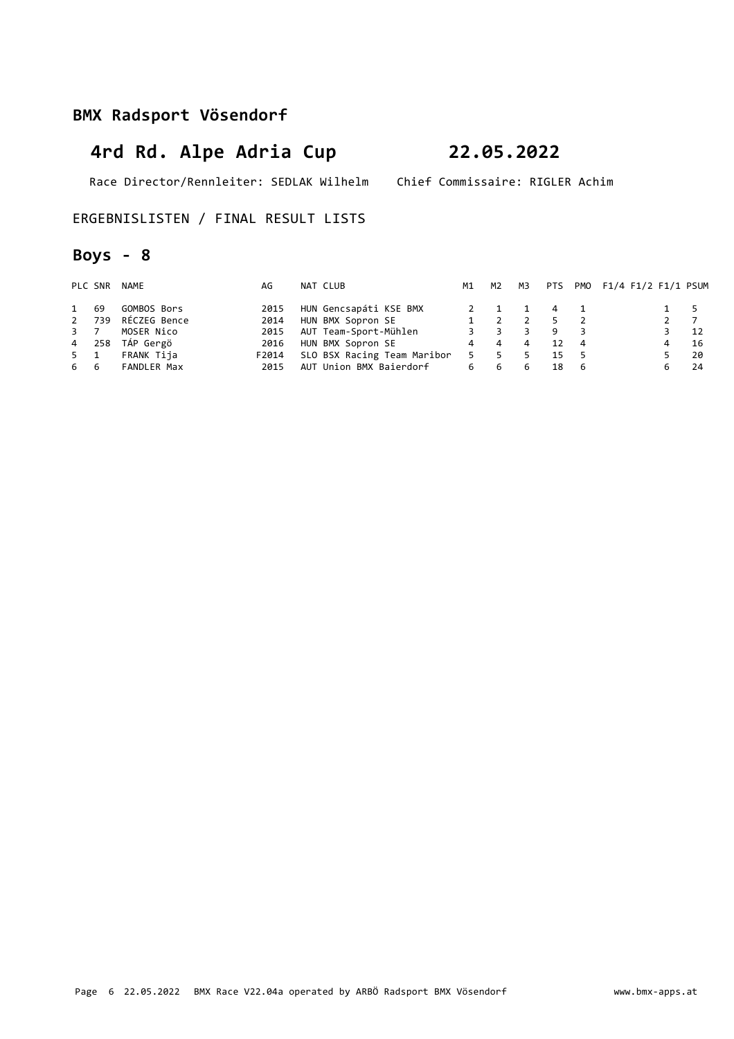**BMX Radsport Vösendorf**

# 4rd Rd. Alpe Adria Cup 22.05.2022

Race Director/Rennleiter: SEDLAK Wilhelm Chief Commissaire: RIGLER Achim

ERGEBNISLISTEN / FINAL RESULT LISTS

## Boys - 8

| PLC | SNR | NAME | AG | NAT | CLUB | M1 | M2 | M3 | PTS | PMO | F1/4 | F1/2 | F1/1 | PSUM |
|---|---|---|---|---|---|---|---|---|---|---|---|---|---|---|
| 1 | 69 | GOMBOS Bors | 2015 | HUN | Gencsapáti KSE BMX | 2 | 1 | 1 | 4 | 1 | | | 1 | 5 |
| 2 | 739 | RÉCZEG Bence | 2014 | HUN | BMX Sopron SE | 1 | 2 | 2 | 5 | 2 | | | 2 | 7 |
| 3 | 7 | MOSER Nico | 2015 | AUT | Team-Sport-Mühlen | 3 | 3 | 3 | 9 | 3 | | | 3 | 12 |
| 4 | 258 | TÁP Gergö | 2016 | HUN | BMX Sopron SE | 4 | 4 | 4 | 12 | 4 | | | 4 | 16 |
| 5 | 1 | FRANK Tija | F2014 | SLO | BSX Racing Team Maribor | 5 | 5 | 5 | 15 | 5 | | | 5 | 20 |
| 6 | 6 | FANDLER Max | 2015 | AUT | Union BMX Baierdorf | 6 | 6 | 6 | 18 | 6 | | | 6 | 24 |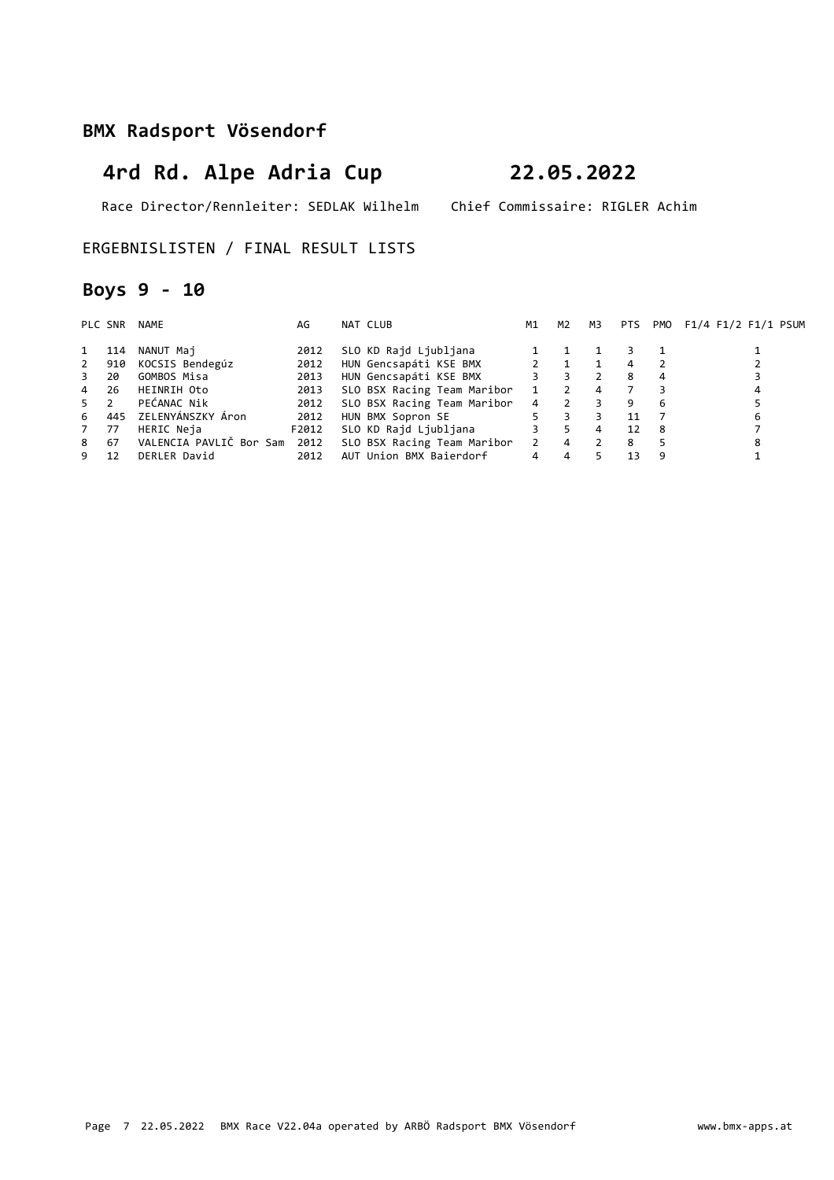## BMX Radsport Vösendorf

# 4rd Rd. Alpe Adria Cup 22.05.2022

Race Director/Rennleiter: SEDLAK Wilhelm Chief Commissaire: RIGLER Achim

ERGEBNISLISTEN / FINAL RESULT LISTS

## Boys 9 - 10

| PLC | SNR | NAME | AG | NAT | CLUB | M1 | M2 | M3 | PTS | PMO | F1/4 | F1/2 | F1/1 | PSUM |
|---|---|---|---|---|---|---|---|---|---|---|---|---|---|---|
| 1 | 114 | NANUT Maj | 2012 | SLO | KD Rajd Ljubljana | 1 | 1 | 1 | 3 | 1 | | | 1 | |
| 2 | 910 | KOCSIS Bendegúz | 2012 | HUN | Gencsapáti KSE BMX | 2 | 1 | 1 | 4 | 2 | | | 2 | |
| 3 | 20 | GOMBOS Misa | 2013 | HUN | Gencsapáti KSE BMX | 3 | 3 | 2 | 8 | 4 | | | 3 | |
| 4 | 26 | HEINRIH Oto | 2013 | SLO | BSX Racing Team Maribor | 1 | 2 | 4 | 7 | 3 | | | 4 | |
| 5 | 2 | PEĆANAC Nik | 2012 | SLO | BSX Racing Team Maribor | 4 | 2 | 3 | 9 | 6 | | | 5 | |
| 6 | 445 | ZELENYÁNSZKY Áron | 2012 | HUN | BMX Sopron SE | 5 | 3 | 3 | 11 | 7 | | | 6 | |
| 7 | 77 | HERIC Neja | F2012 | SLO | KD Rajd Ljubljana | 3 | 5 | 4 | 12 | 8 | | | 7 | |
| 8 | 67 | VALENCIA PAVLIČ Bor Sam | 2012 | SLO | BSX Racing Team Maribor | 2 | 4 | 2 | 8 | 5 | | | 8 | |
| 9 | 12 | DERLER David | 2012 | AUT | Union BMX Baierdorf | 4 | 4 | 5 | 13 | 9 | | | 1 | |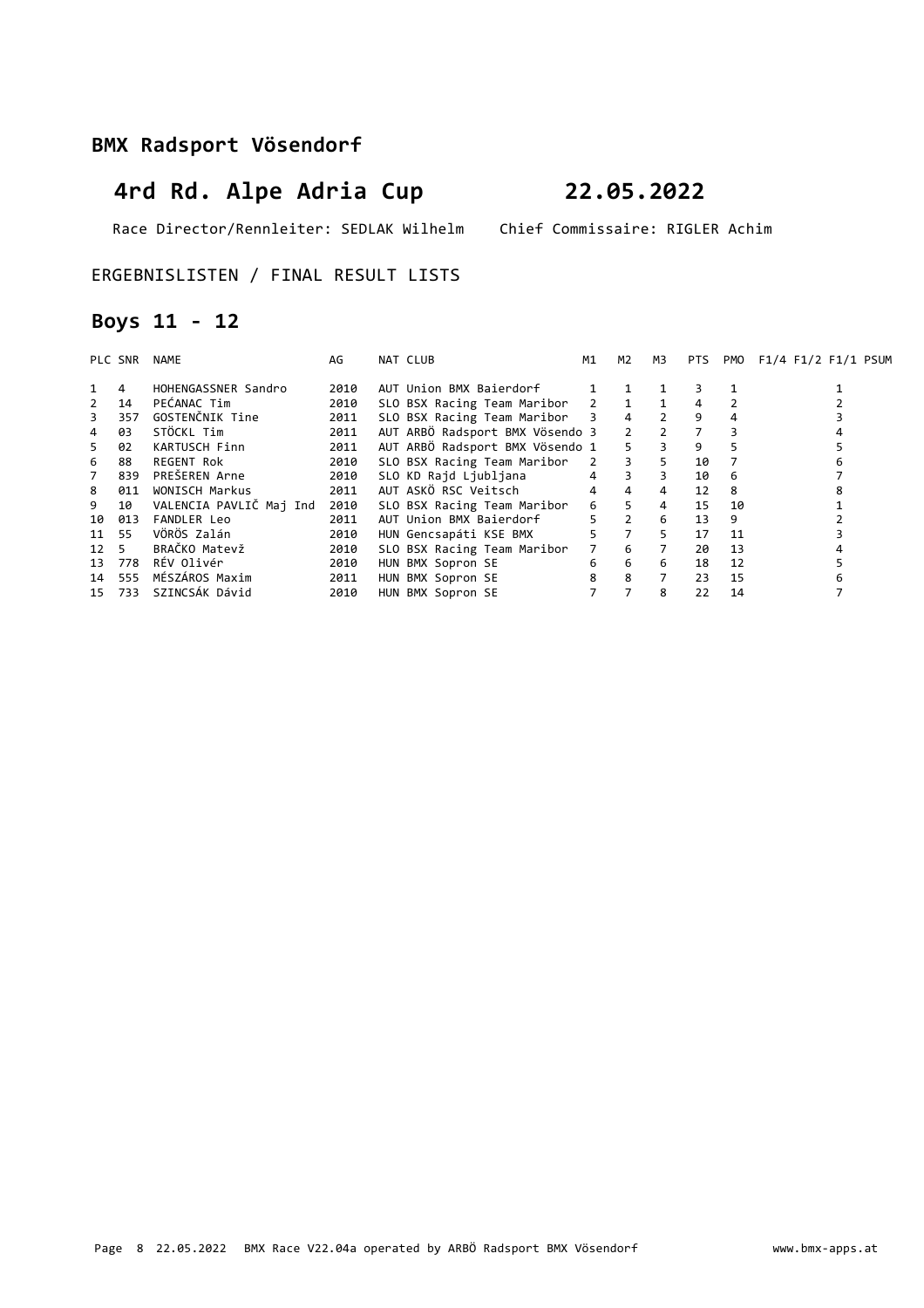## BMX Radsport Vösendorf

# 4rd Rd. Alpe Adria Cup 22.05.2022

Race Director/Rennleiter: SEDLAK Wilhelm Chief Commissaire: RIGLER Achim

ERGEBNISLISTEN / FINAL RESULT LISTS

## Boys 11 - 12

| PLC | SNR | NAME | AG | NAT | CLUB | M1 | M2 | M3 | PTS | PMO | F1/4 | F1/2 | F1/1 | PSUM |
|---|---|---|---|---|---|---|---|---|---|---|---|---|---|---|
| 1 | 4 | HOHENGASSNER Sandro | 2010 | AUT | Union BMX Baierdorf | 1 | 1 | 1 | 3 | 1 | | | 1 | |
| 2 | 14 | PEĆANAC Tim | 2010 | SLO | BSX Racing Team Maribor | 2 | 1 | 1 | 4 | 2 | | | 2 | |
| 3 | 357 | GOSTENČNIK Tine | 2011 | SLO | BSX Racing Team Maribor | 3 | 4 | 2 | 9 | 4 | | | 3 | |
| 4 | 03 | STÖCKL Tim | 2011 | AUT | ARBÖ Radsport BMX Vösendo | 3 | 2 | 2 | 7 | 3 | | | 4 | |
| 5 | 02 | KARTUSCH Finn | 2011 | AUT | ARBÖ Radsport BMX Vösendo | 1 | 5 | 3 | 9 | 5 | | | 5 | |
| 6 | 88 | REGENT Rok | 2010 | SLO | BSX Racing Team Maribor | 2 | 3 | 5 | 10 | 7 | | | 6 | |
| 7 | 839 | PREŠEREN Arne | 2010 | SLO | KD Rajd Ljubljana | 4 | 3 | 3 | 10 | 6 | | | 7 | |
| 8 | 011 | WONISCH Markus | 2011 | AUT | ASKÖ RSC Veitsch | 4 | 4 | 4 | 12 | 8 | | | 8 | |
| 9 | 10 | VALENCIA PAVLIČ Maj Ind | 2010 | SLO | BSX Racing Team Maribor | 6 | 5 | 4 | 15 | 10 | | | 1 | |
| 10 | 013 | FANDLER Leo | 2011 | AUT | Union BMX Baierdorf | 5 | 2 | 6 | 13 | 9 | | | 2 | |
| 11 | 55 | VÖRÖS Zalán | 2010 | HUN | Gencsapáti KSE BMX | 5 | 7 | 5 | 17 | 11 | | | 3 | |
| 12 | 5 | BRAČKO Matevž | 2010 | SLO | BSX Racing Team Maribor | 7 | 6 | 7 | 20 | 13 | | | 4 | |
| 13 | 778 | RÉV Olivér | 2010 | HUN | BMX Sopron SE | 6 | 6 | 6 | 18 | 12 | | | 5 | |
| 14 | 555 | MÉSZÁROS Maxim | 2011 | HUN | BMX Sopron SE | 8 | 8 | 7 | 23 | 15 | | | 6 | |
| 15 | 733 | SZINCSÁK Dávid | 2010 | HUN | BMX Sopron SE | 7 | 7 | 8 | 22 | 14 | | | 7 | |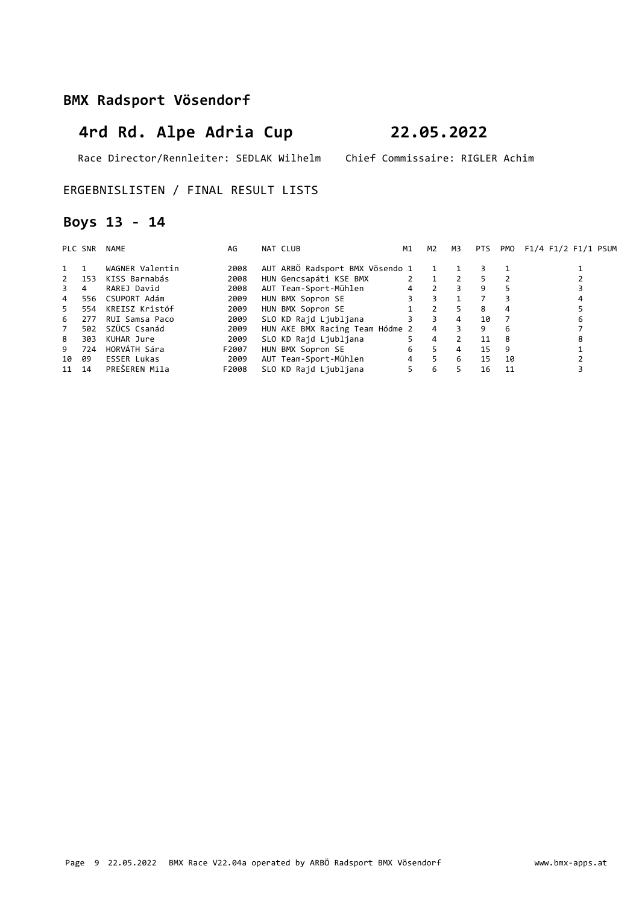## BMX Radsport Vösendorf

# 4rd Rd. Alpe Adria Cup 22.05.2022

Race Director/Rennleiter: SEDLAK Wilhelm Chief Commissaire: RIGLER Achim

ERGEBNISLISTEN / FINAL RESULT LISTS

## Boys 13 - 14

| PLC | SNR | NAME | AG | NAT | CLUB | M1 | M2 | M3 | PTS | PMO | F1/4 | F1/2 | F1/1 | PSUM |
|---|---|---|---|---|---|---|---|---|---|---|---|---|---|---|
| 1 | 1 | WAGNER Valentin | 2008 | AUT | ARBÖ Radsport BMX Vösendo | 1 | 1 | 1 | 3 | 1 | | | 1 | |
| 2 | 153 | KISS Barnabás | 2008 | HUN | Gencsapáti KSE BMX | 2 | 1 | 2 | 5 | 2 | | | 2 | |
| 3 | 4 | RAREJ David | 2008 | AUT | Team-Sport-Mühlen | 4 | 2 | 3 | 9 | 5 | | | 3 | |
| 4 | 556 | CSUPORT Adám | 2009 | HUN | BMX Sopron SE | 3 | 3 | 1 | 7 | 3 | | | 4 | |
| 5 | 554 | KREISZ Kristóf | 2009 | HUN | BMX Sopron SE | 1 | 2 | 5 | 8 | 4 | | | 5 | |
| 6 | 277 | RUI Samsa Paco | 2009 | SLO | KD Rajd Ljubljana | 3 | 3 | 4 | 10 | 7 | | | 6 | |
| 7 | 502 | SZÜCS Csanád | 2009 | HUN | AKE BMX Racing Team Hódme | 2 | 4 | 3 | 9 | 6 | | | 7 | |
| 8 | 303 | KUHAR Jure | 2009 | SLO | KD Rajd Ljubljana | 5 | 4 | 2 | 11 | 8 | | | 8 | |
| 9 | 724 | HORVÁTH Sára | F2007 | HUN | BMX Sopron SE | 6 | 5 | 4 | 15 | 9 | | | 1 | |
| 10 | 09 | ESSER Lukas | 2009 | AUT | Team-Sport-Mühlen | 4 | 5 | 6 | 15 | 10 | | | 2 | |
| 11 | 14 | PREŠEREN Mila | F2008 | SLO | KD Rajd Ljubljana | 5 | 6 | 5 | 16 | 11 | | | 3 | |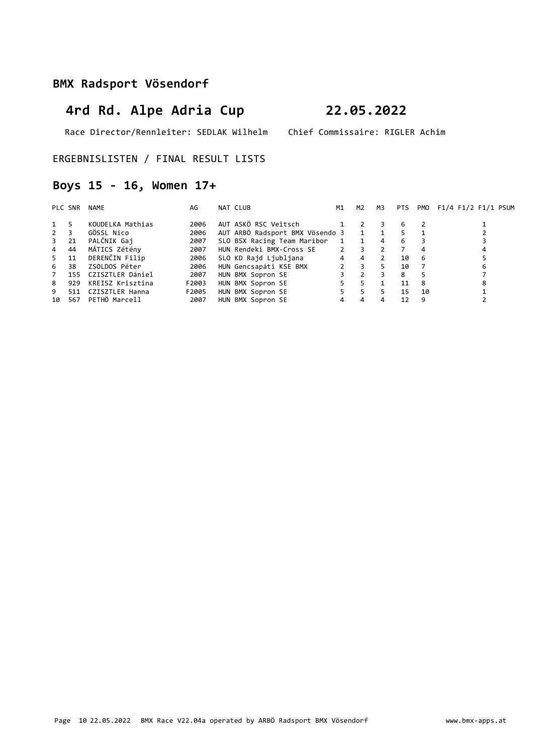## BMX Radsport Vösendorf

# 4rd Rd. Alpe Adria Cup 22.05.2022

Race Director/Rennleiter: SEDLAK Wilhelm Chief Commissaire: RIGLER Achim

ERGEBNISLISTEN / FINAL RESULT LISTS

## Boys 15 - 16, Women 17+

| PLC | SNR | NAME | AG | NAT | CLUB | M1 | M2 | M3 | PTS | PMO | F1/4 | F1/2 | F1/1 | PSUM |
|---|---|---|---|---|---|---|---|---|---|---|---|---|---|---|
| 1 | 5 | KOUDELKA Mathias | 2006 | AUT | ASKÖ RSC Veitsch | 1 | 2 | 3 | 6 | 2 | | | 1 | |
| 2 | 3 | GÖSSL Nico | 2006 | AUT | ARBÖ Radsport BMX Vösendo | 3 | 1 | 1 | 5 | 1 | | | 2 | |
| 3 | 21 | PALČNIK Gaj | 2007 | SLO | BSX Racing Team Maribor | 1 | 1 | 4 | 6 | 3 | | | 3 | |
| 4 | 44 | MÁTICS Zétény | 2007 | HUN | Rendeki BMX-Cross SE | 2 | 3 | 2 | 7 | 4 | | | 4 | |
| 5 | 11 | DERENČIN Filip | 2006 | SLO | KD Rajd Ljubljana | 4 | 4 | 2 | 10 | 6 | | | 5 | |
| 6 | 38 | ZSOLDOS Péter | 2006 | HUN | Gencsapáti KSE BMX | 2 | 3 | 5 | 10 | 7 | | | 6 | |
| 7 | 155 | CZISZTLER Dániel | 2007 | HUN | BMX Sopron SE | 3 | 2 | 3 | 8 | 5 | | | 7 | |
| 8 | 929 | KREISZ Krisztina | F2003 | HUN | BMX Sopron SE | 5 | 5 | 1 | 11 | 8 | | | 8 | |
| 9 | 511 | CZISZTLER Hanna | F2005 | HUN | BMX Sopron SE | 5 | 5 | 5 | 15 | 10 | | | 1 | |
| 10 | 567 | PETHÖ Marcell | 2007 | HUN | BMX Sopron SE | 4 | 4 | 4 | 12 | 9 | | | 2 | |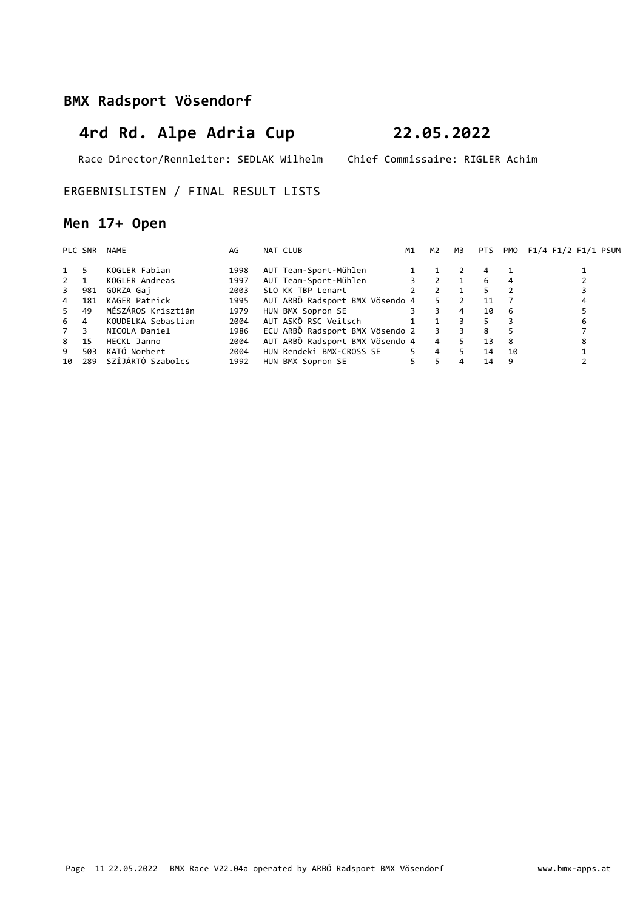## BMX Radsport Vösendorf

# 4rd Rd. Alpe Adria Cup 22.05.2022

Race Director/Rennleiter: SEDLAK Wilhelm Chief Commissaire: RIGLER Achim

ERGEBNISLISTEN / FINAL RESULT LISTS

## Men 17+ Open

| PLC | SNR | NAME | AG | NAT | CLUB | M1 | M2 | M3 | PTS | PMO | F1/4 | F1/2 | F1/1 | PSUM |
|---|---|---|---|---|---|---|---|---|---|---|---|---|---|---|
| 1 | 5 | KOGLER Fabian | 1998 | AUT | Team-Sport-Mühlen | 1 | 1 | 2 | 4 | 1 | | | 1 | |
| 2 | 1 | KOGLER Andreas | 1997 | AUT | Team-Sport-Mühlen | 3 | 2 | 1 | 6 | 4 | | | 2 | |
| 3 | 981 | GORZA Gaj | 2003 | SLO | KK TBP Lenart | 2 | 2 | 1 | 5 | 2 | | | 3 | |
| 4 | 181 | KAGER Patrick | 1995 | AUT | ARBÖ Radsport BMX Vösendo | 4 | 5 | 2 | 11 | 7 | | | 4 | |
| 5 | 49 | MÉSZÁROS Krisztián | 1979 | HUN | BMX Sopron SE | 3 | 3 | 4 | 10 | 6 | | | 5 | |
| 6 | 4 | KOUDELKA Sebastian | 2004 | AUT | ASKÖ RSC Veitsch | 1 | 1 | 3 | 5 | 3 | | | 6 | |
| 7 | 3 | NICOLA Daniel | 1986 | ECU | ARBÖ Radsport BMX Vösendo | 2 | 3 | 3 | 8 | 5 | | | 7 | |
| 8 | 15 | HECKL Janno | 2004 | AUT | ARBÖ Radsport BMX Vösendo | 4 | 4 | 5 | 13 | 8 | | | 8 | |
| 9 | 503 | KATÓ Norbert | 2004 | HUN | Rendeki BMX-CROSS SE | 5 | 4 | 5 | 14 | 10 | | | 1 | |
| 10 | 289 | SZÍJÁRTÓ Szabolcs | 1992 | HUN | BMX Sopron SE | 5 | 5 | 4 | 14 | 9 | | | 2 | |

Page 11 22.05.2022 BMX Race V22.04a operated by ARBÖ Radsport BMX Vösendorf www.bmx-apps.at